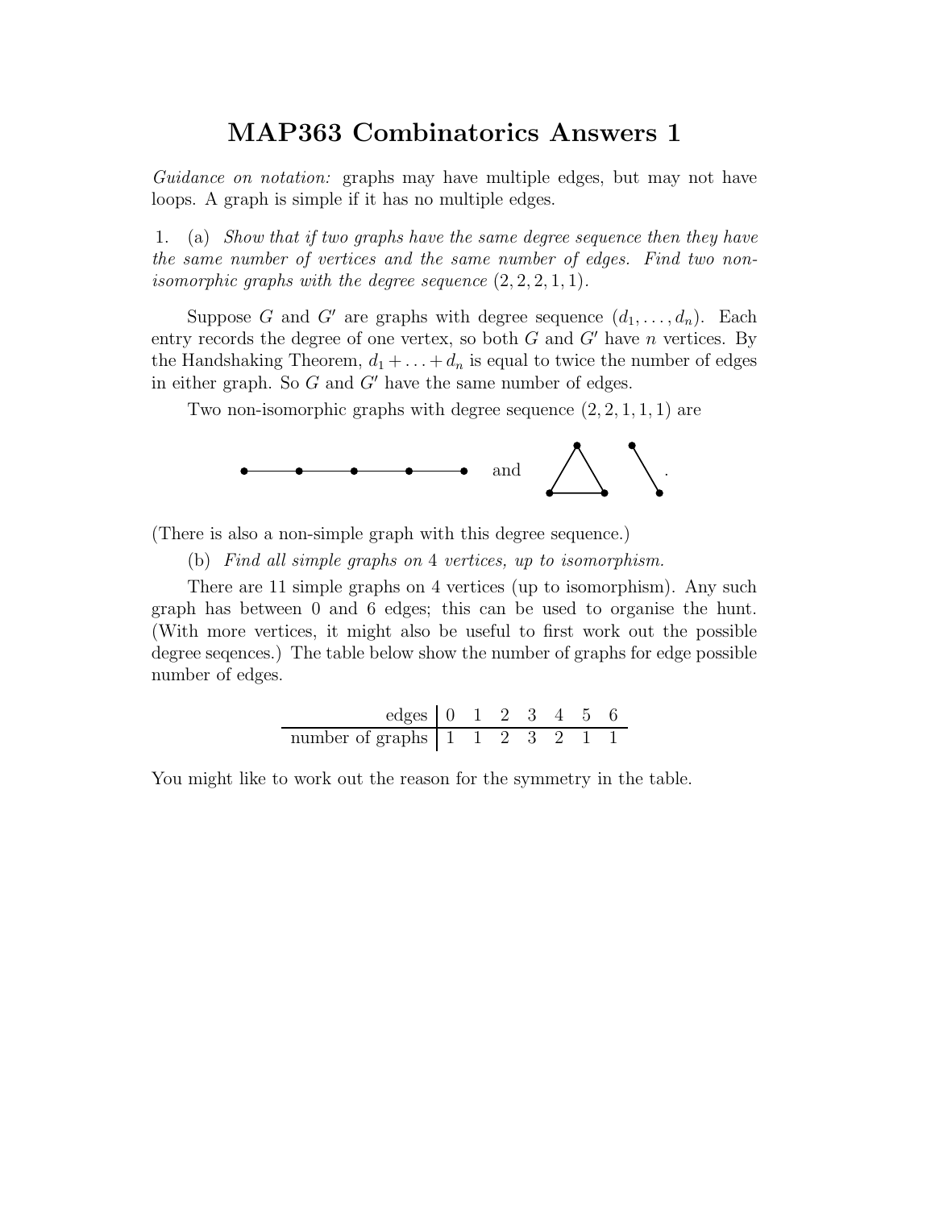# MAP363 Combinatorics Answers 1

*Guidance on notation:* graphs may have multiple edges, but may not have loops. A graph is simple if it has no multiple edges.

1. (a) *Show that if two graphs have the same degree sequence then they have the same number of vertices and the same number of edges. Find two non-isomorphic graphs with the degree sequence* $(2, 2, 2, 1, 1)$.

Suppose $G$ and $G'$ are graphs with degree sequence $(d_1, \ldots, d_n)$. Each entry records the degree of one vertex, so both $G$ and $G'$ have $n$ vertices. By the Handshaking Theorem, $d_1 + \ldots + d_n$ is equal to twice the number of edges in either graph. So $G$ and $G'$ have the same number of edges.

Two non-isomorphic graphs with degree sequence $(2, 2, 1, 1, 1)$ are

and .

(There is also a non-simple graph with this degree sequence.)

(b) *Find all simple graphs on* 4 *vertices, up to isomorphism.*

There are 11 simple graphs on 4 vertices (up to isomorphism). Any such graph has between 0 and 6 edges; this can be used to organise the hunt. (With more vertices, it might also be useful to first work out the possible degree seqences.) The table below show the number of graphs for edge possible number of edges.

| edges | 0 | 1 | 2 | 3 | 4 | 5 | 6 |
|---|---|---|---|---|---|---|---|
| number of graphs | 1 | 1 | 2 | 3 | 2 | 1 | 1 |

You might like to work out the reason for the symmetry in the table.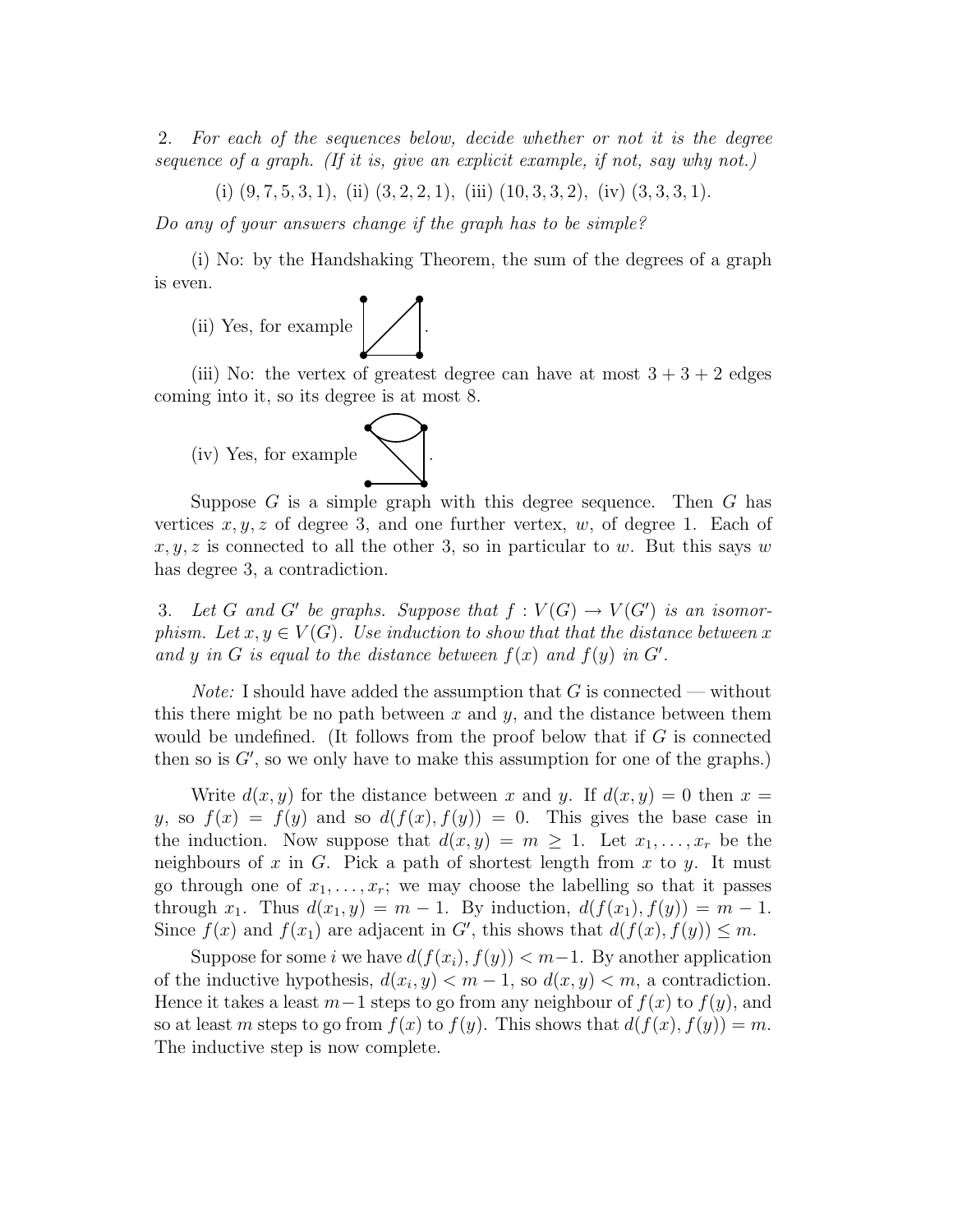2. *For each of the sequences below, decide whether or not it is the degree sequence of a graph. (If it is, give an explicit example, if not, say why not.)*

(i) $(9,7,5,3,1)$, (ii) $(3,2,2,1)$, (iii) $(10,3,3,2)$, (iv) $(3,3,3,1)$.

*Do any of your answers change if the graph has to be simple?*

(i) No: by the Handshaking Theorem, the sum of the degrees of a graph is even.

(ii) Yes, for example .

(iii) No: the vertex of greatest degree can have at most $3+3+2$ edges coming into it, so its degree is at most 8.

(iv) Yes, for example .

Suppose $G$ is a simple graph with this degree sequence. Then $G$ has vertices $x, y, z$ of degree 3, and one further vertex, $w$, of degree 1. Each of $x, y, z$ is connected to all the other 3, so in particular to $w$. But this says $w$ has degree 3, a contradiction.

3. *Let $G$ and $G'$ be graphs. Suppose that $f : V(G) \to V(G')$ is an isomorphism. Let $x, y \in V(G)$. Use induction to show that that the distance between $x$ and $y$ in $G$ is equal to the distance between $f(x)$ and $f(y)$ in $G'$.*

*Note:* I should have added the assumption that $G$ is connected — without this there might be no path between $x$ and $y$, and the distance between them would be undefined. (It follows from the proof below that if $G$ is connected then so is $G'$, so we only have to make this assumption for one of the graphs.)

Write $d(x, y)$ for the distance between $x$ and $y$. If $d(x, y) = 0$ then $x = y$, so $f(x) = f(y)$ and so $d(f(x), f(y)) = 0$. This gives the base case in the induction. Now suppose that $d(x, y) = m \geq 1$. Let $x_1, \ldots, x_r$ be the neighbours of $x$ in $G$. Pick a path of shortest length from $x$ to $y$. It must go through one of $x_1, \ldots, x_r$; we may choose the labelling so that it passes through $x_1$. Thus $d(x_1, y) = m - 1$. By induction, $d(f(x_1), f(y)) = m - 1$. Since $f(x)$ and $f(x_1)$ are adjacent in $G'$, this shows that $d(f(x), f(y)) \leq m$.

Suppose for some $i$ we have $d(f(x_i), f(y)) < m-1$. By another application of the inductive hypothesis, $d(x_i, y) < m - 1$, so $d(x, y) < m$, a contradiction. Hence it takes a least $m-1$ steps to go from any neighbour of $f(x)$ to $f(y)$, and so at least $m$ steps to go from $f(x)$ to $f(y)$. This shows that $d(f(x), f(y)) = m$. The inductive step is now complete.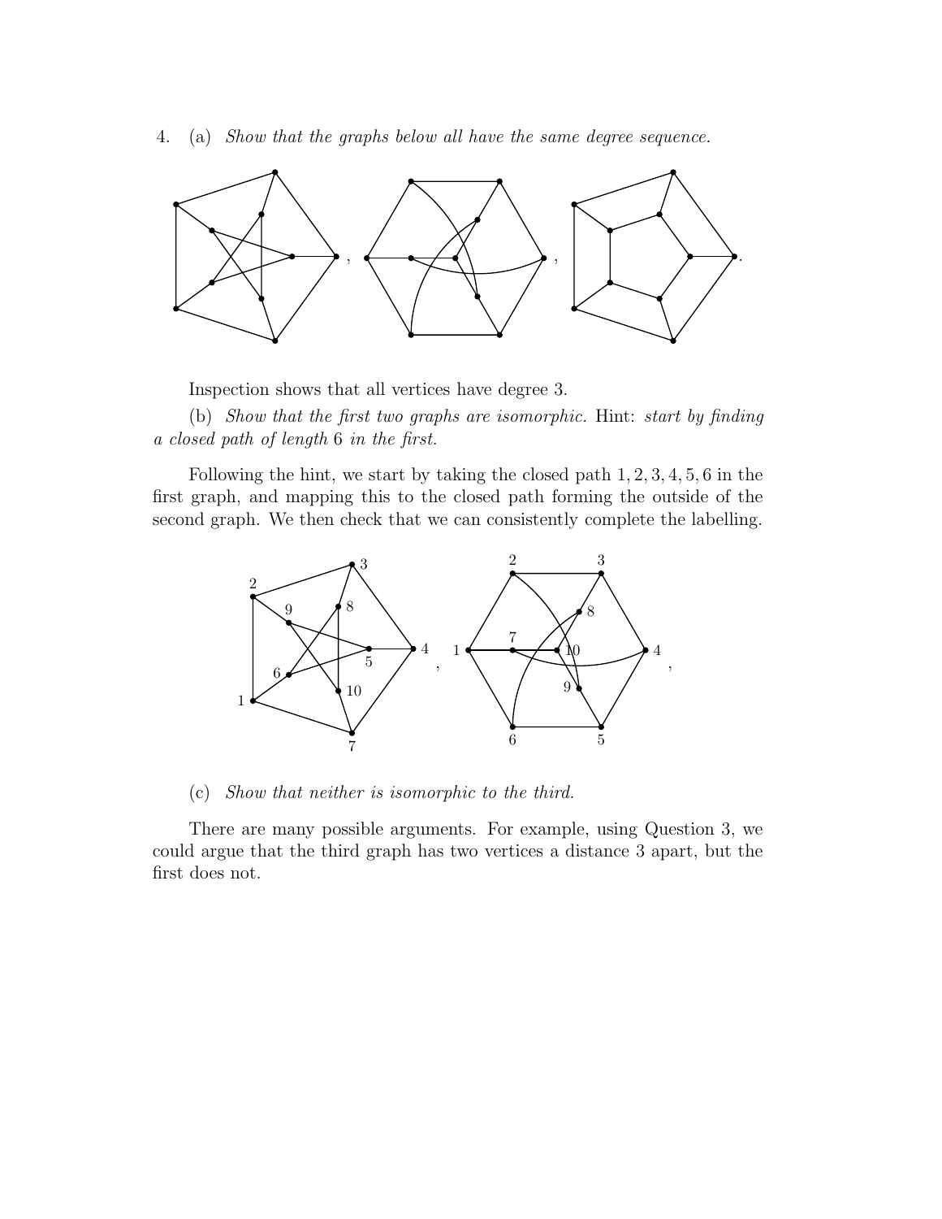4. (a) *Show that the graphs below all have the same degree sequence.*

Inspection shows that all vertices have degree 3.

(b) *Show that the first two graphs are isomorphic.* Hint: *start by finding a closed path of length* 6 *in the first.*

Following the hint, we start by taking the closed path $1, 2, 3, 4, 5, 6$ in the first graph, and mapping this to the closed path forming the outside of the second graph. We then check that we can consistently complete the labelling.

(c) *Show that neither is isomorphic to the third.*

There are many possible arguments. For example, using Question 3, we could argue that the third graph has two vertices a distance 3 apart, but the first does not.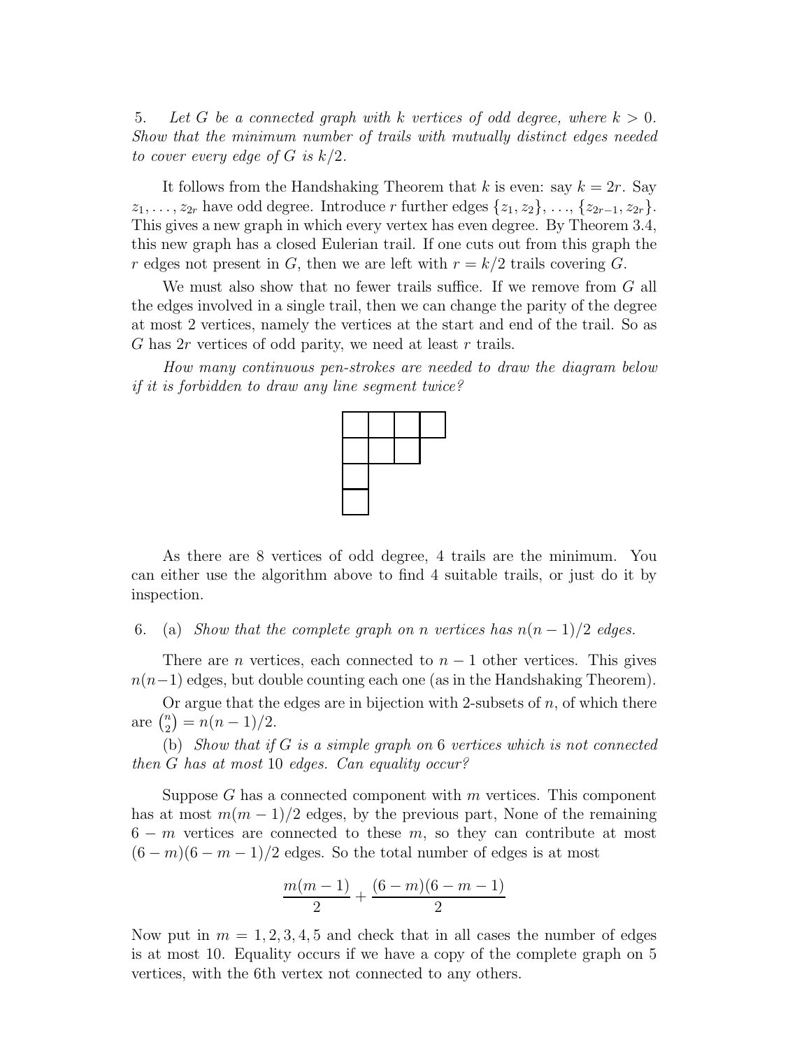5. *Let $G$ be a connected graph with $k$ vertices of odd degree, where $k > 0$. Show that the minimum number of trails with mutually distinct edges needed to cover every edge of $G$ is $k/2$.*

It follows from the Handshaking Theorem that $k$ is even: say $k = 2r$. Say $z_1, \ldots, z_{2r}$ have odd degree. Introduce $r$ further edges $\{z_1, z_2\}, \ldots, \{z_{2r-1}, z_{2r}\}$. This gives a new graph in which every vertex has even degree. By Theorem 3.4, this new graph has a closed Eulerian trail. If one cuts out from this graph the $r$ edges not present in $G$, then we are left with $r = k/2$ trails covering $G$.

We must also show that no fewer trails suffice. If we remove from $G$ all the edges involved in a single trail, then we can change the parity of the degree at most 2 vertices, namely the vertices at the start and end of the trail. So as $G$ has $2r$ vertices of odd parity, we need at least $r$ trails.

*How many continuous pen-strokes are needed to draw the diagram below if it is forbidden to draw any line segment twice?*

As there are 8 vertices of odd degree, 4 trails are the minimum. You can either use the algorithm above to find 4 suitable trails, or just do it by inspection.

6. (a) *Show that the complete graph on $n$ vertices has $n(n-1)/2$ edges.*

There are $n$ vertices, each connected to $n - 1$ other vertices. This gives $n(n-1)$ edges, but double counting each one (as in the Handshaking Theorem).

Or argue that the edges are in bijection with 2-subsets of $n$, of which there are $\binom{n}{2} = n(n-1)/2$.

(b) *Show that if $G$ is a simple graph on 6 vertices which is not connected then $G$ has at most 10 edges. Can equality occur?*

Suppose $G$ has a connected component with $m$ vertices. This component has at most $m(m-1)/2$ edges, by the previous part, None of the remaining $6 - m$ vertices are connected to these $m$, so they can contribute at most $(6 - m)(6 - m - 1)/2$ edges. So the total number of edges is at most

$$\frac{m(m-1)}{2} + \frac{(6-m)(6-m-1)}{2}$$

Now put in $m = 1, 2, 3, 4, 5$ and check that in all cases the number of edges is at most 10. Equality occurs if we have a copy of the complete graph on 5 vertices, with the 6th vertex not connected to any others.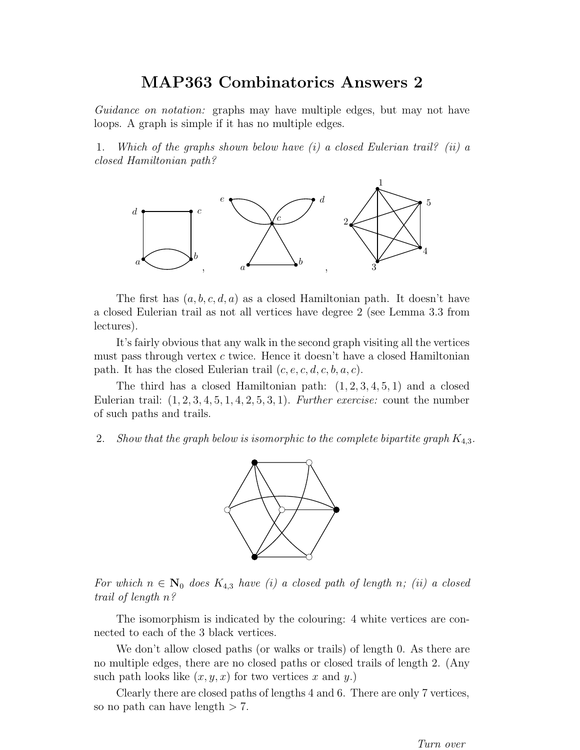# MAP363 Combinatorics Answers 2

*Guidance on notation:* graphs may have multiple edges, but may not have loops. A graph is simple if it has no multiple edges.

1. *Which of the graphs shown below have (i) a closed Eulerian trail? (ii) a closed Hamiltonian path?*

The first has $(a, b, c, d, a)$ as a closed Hamiltonian path. It doesn't have a closed Eulerian trail as not all vertices have degree 2 (see Lemma 3.3 from lectures).

It's fairly obvious that any walk in the second graph visiting all the vertices must pass through vertex $c$ twice. Hence it doesn't have a closed Hamiltonian path. It has the closed Eulerian trail $(c, e, c, d, c, b, a, c)$.

The third has a closed Hamiltonian path: $(1, 2, 3, 4, 5, 1)$ and a closed Eulerian trail: $(1, 2, 3, 4, 5, 1, 4, 2, 5, 3, 1)$. *Further exercise:* count the number of such paths and trails.

2. *Show that the graph below is isomorphic to the complete bipartite graph $K_{4,3}$.*

*For which $n \in \mathbf{N}_0$ does $K_{4,3}$ have (i) a closed path of length $n$; (ii) a closed trail of length $n$?*

The isomorphism is indicated by the colouring: 4 white vertices are connected to each of the 3 black vertices.

We don't allow closed paths (or walks or trails) of length 0. As there are no multiple edges, there are no closed paths or closed trails of length 2. (Any such path looks like $(x, y, x)$ for two vertices $x$ and $y$.)

Clearly there are closed paths of lengths 4 and 6. There are only 7 vertices, so no path can have length $> 7$.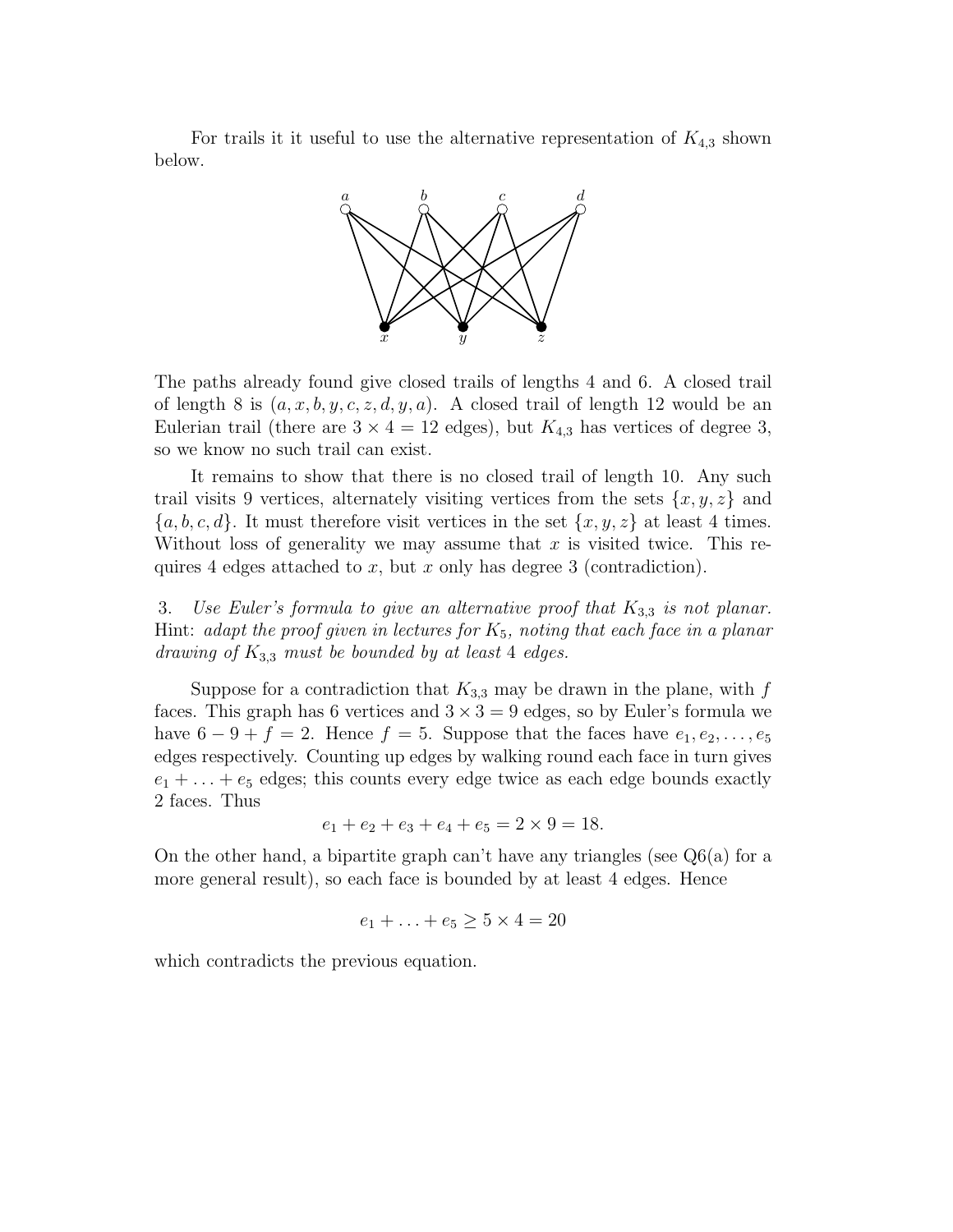For trails it it useful to use the alternative representation of $K_{4,3}$ shown below.

The paths already found give closed trails of lengths 4 and 6. A closed trail of length 8 is $(a, x, b, y, c, z, d, y, a)$. A closed trail of length 12 would be an Eulerian trail (there are $3 \times 4 = 12$ edges), but $K_{4,3}$ has vertices of degree 3, so we know no such trail can exist.

It remains to show that there is no closed trail of length 10. Any such trail visits 9 vertices, alternately visiting vertices from the sets $\{x, y, z\}$ and $\{a, b, c, d\}$. It must therefore visit vertices in the set $\{x, y, z\}$ at least 4 times. Without loss of generality we may assume that $x$ is visited twice. This requires 4 edges attached to $x$, but $x$ only has degree 3 (contradiction).

3. *Use Euler's formula to give an alternative proof that $K_{3,3}$ is not planar.* Hint: *adapt the proof given in lectures for $K_5$, noting that each face in a planar drawing of $K_{3,3}$ must be bounded by at least 4 edges.*

Suppose for a contradiction that $K_{3,3}$ may be drawn in the plane, with $f$ faces. This graph has 6 vertices and $3 \times 3 = 9$ edges, so by Euler's formula we have $6 - 9 + f = 2$. Hence $f = 5$. Suppose that the faces have $e_1, e_2, \ldots, e_5$ edges respectively. Counting up edges by walking round each face in turn gives $e_1 + \ldots + e_5$ edges; this counts every edge twice as each edge bounds exactly 2 faces. Thus

$$e_1 + e_2 + e_3 + e_4 + e_5 = 2 \times 9 = 18.$$

On the other hand, a bipartite graph can't have any triangles (see Q6(a) for a more general result), so each face is bounded by at least 4 edges. Hence

$$e_1 + \ldots + e_5 \geq 5 \times 4 = 20$$

which contradicts the previous equation.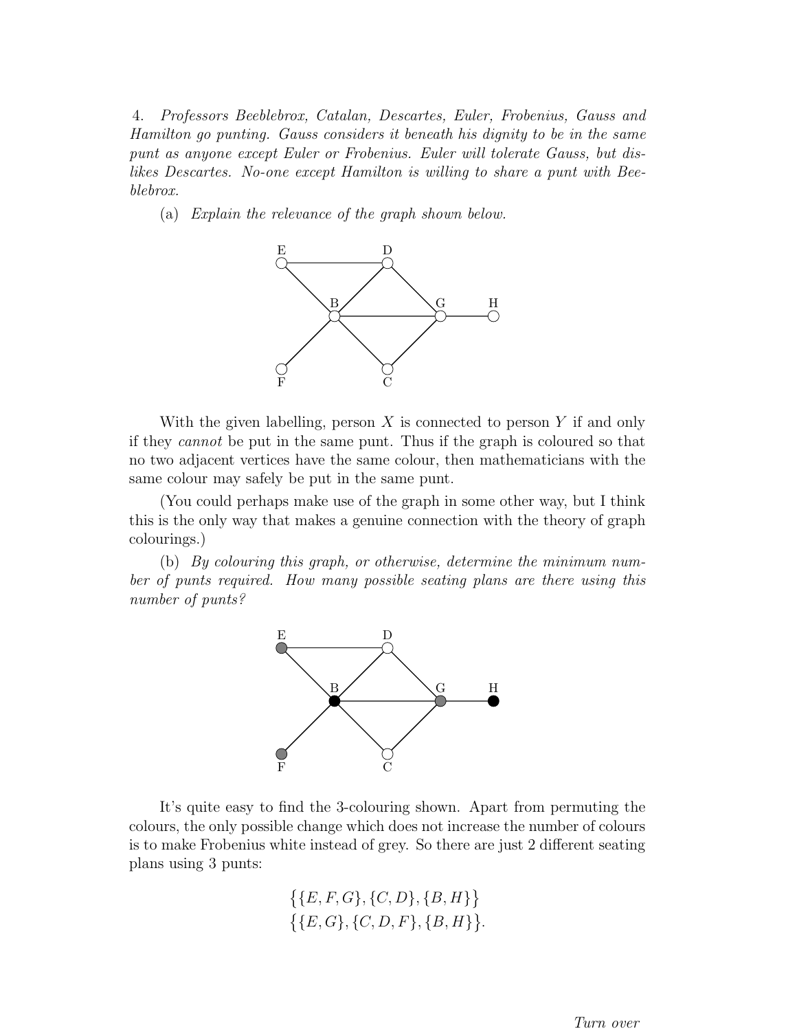4. *Professors Beeblebrox, Catalan, Descartes, Euler, Frobenius, Gauss and Hamilton go punting. Gauss considers it beneath his dignity to be in the same punt as anyone except Euler or Frobenius. Euler will tolerate Gauss, but dislikes Descartes. No-one except Hamilton is willing to share a punt with Beeblebrox.*

(a) *Explain the relevance of the graph shown below.*

With the given labelling, person $X$ is connected to person $Y$ if and only if they *cannot* be put in the same punt. Thus if the graph is coloured so that no two adjacent vertices have the same colour, then mathematicians with the same colour may safely be put in the same punt.

(You could perhaps make use of the graph in some other way, but I think this is the only way that makes a genuine connection with the theory of graph colourings.)

(b) *By colouring this graph, or otherwise, determine the minimum number of punts required. How many possible seating plans are there using this number of punts?*

It's quite easy to find the 3-colouring shown. Apart from permuting the colours, the only possible change which does not increase the number of colours is to make Frobenius white instead of grey. So there are just 2 different seating plans using 3 punts:

$$\big\{\{E, F, G\}, \{C, D\}, \{B, H\}\big\}$$
$$\big\{\{E, G\}, \{C, D, F\}, \{B, H\}\big\}.$$

Turn over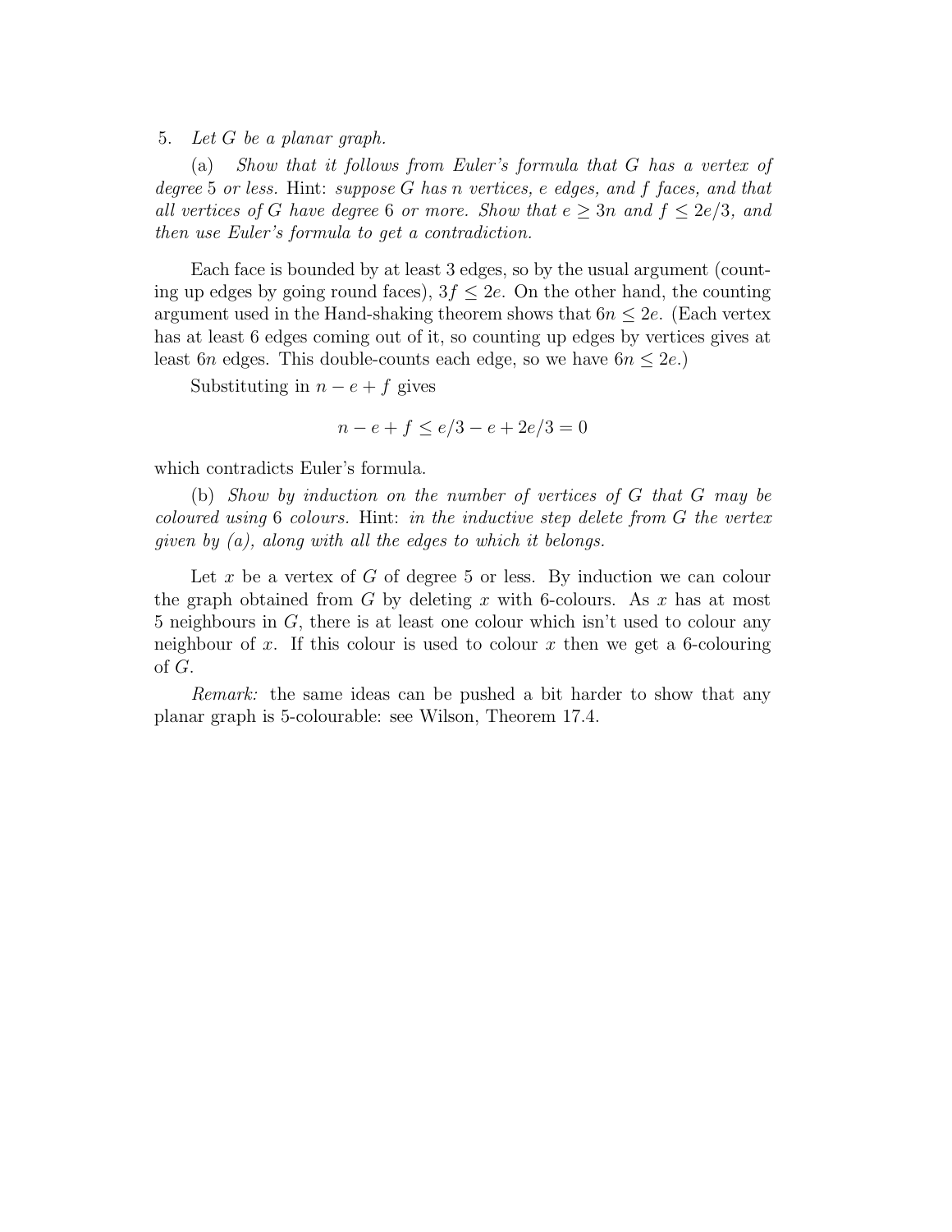5. *Let $G$ be a planar graph.*

(a) *Show that it follows from Euler's formula that $G$ has a vertex of degree 5 or less.* Hint: *suppose $G$ has $n$ vertices, $e$ edges, and $f$ faces, and that all vertices of $G$ have degree 6 or more. Show that $e \geq 3n$ and $f \leq 2e/3$, and then use Euler's formula to get a contradiction.*

Each face is bounded by at least 3 edges, so by the usual argument (counting up edges by going round faces), $3f \leq 2e$. On the other hand, the counting argument used in the Hand-shaking theorem shows that $6n \leq 2e$. (Each vertex has at least 6 edges coming out of it, so counting up edges by vertices gives at least $6n$ edges. This double-counts each edge, so we have $6n \leq 2e$.)

Substituting in $n - e + f$ gives

$$n - e + f \leq e/3 - e + 2e/3 = 0$$

which contradicts Euler's formula.

(b) *Show by induction on the number of vertices of $G$ that $G$ may be coloured using 6 colours.* Hint: *in the inductive step delete from $G$ the vertex given by (a), along with all the edges to which it belongs.*

Let $x$ be a vertex of $G$ of degree 5 or less. By induction we can colour the graph obtained from $G$ by deleting $x$ with 6-colours. As $x$ has at most 5 neighbours in $G$, there is at least one colour which isn't used to colour any neighbour of $x$. If this colour is used to colour $x$ then we get a 6-colouring of $G$.

*Remark:* the same ideas can be pushed a bit harder to show that any planar graph is 5-colourable: see Wilson, Theorem 17.4.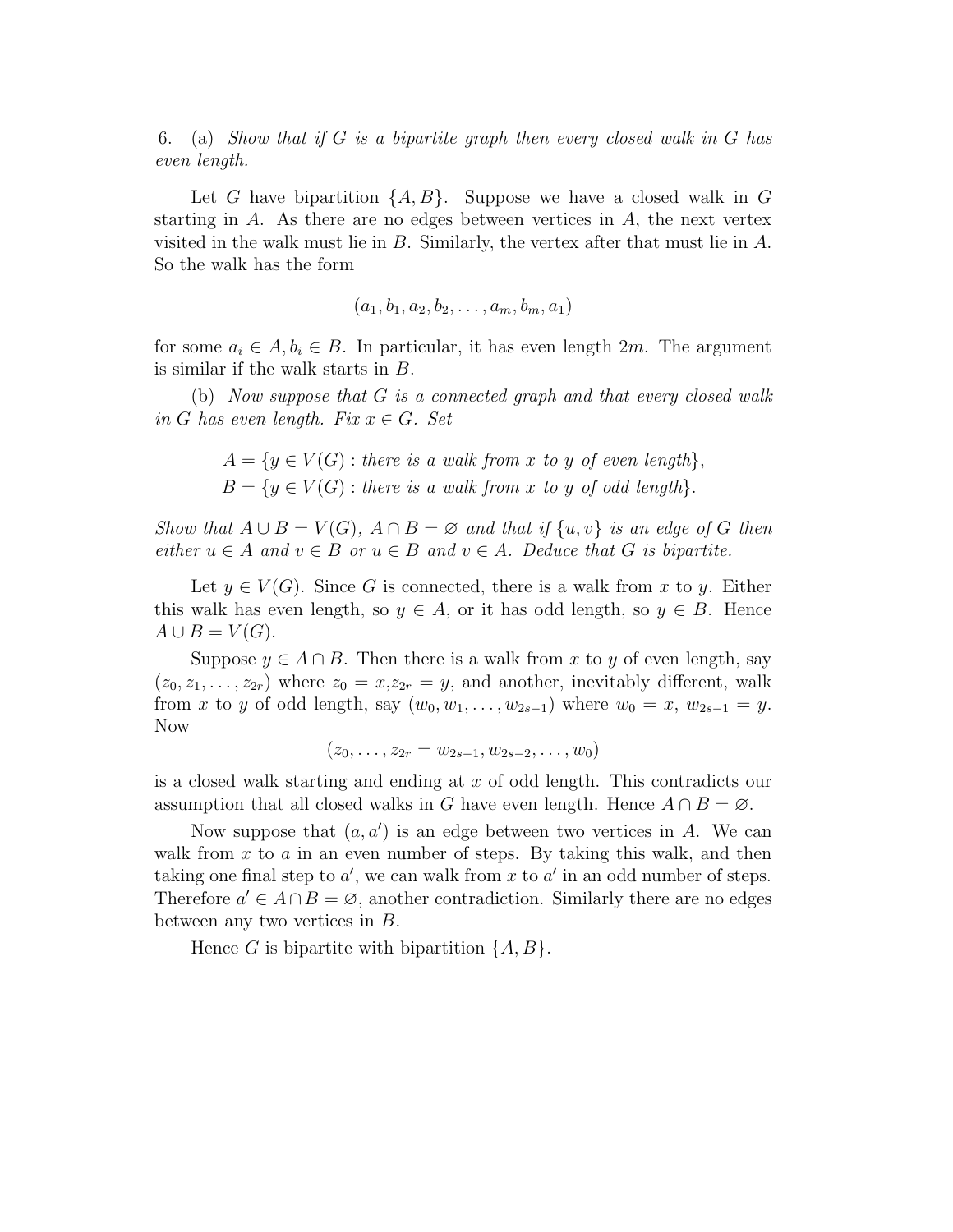6. (a) *Show that if $G$ is a bipartite graph then every closed walk in $G$ has even length.*

Let $G$ have bipartition $\{A, B\}$. Suppose we have a closed walk in $G$ starting in $A$. As there are no edges between vertices in $A$, the next vertex visited in the walk must lie in $B$. Similarly, the vertex after that must lie in $A$. So the walk has the form

$$(a_1, b_1, a_2, b_2, \ldots, a_m, b_m, a_1)$$

for some $a_i \in A, b_i \in B$. In particular, it has even length $2m$. The argument is similar if the walk starts in $B$.

(b) *Now suppose that $G$ is a connected graph and that every closed walk in $G$ has even length. Fix $x \in G$. Set*

$$A = \{y \in V(G) : \text{there is a walk from } x \text{ to } y \text{ of even length}\},$$
$$B = \{y \in V(G) : \text{there is a walk from } x \text{ to } y \text{ of odd length}\}.$$

*Show that $A \cup B = V(G)$, $A \cap B = \varnothing$ and that if $\{u, v\}$ is an edge of $G$ then either $u \in A$ and $v \in B$ or $u \in B$ and $v \in A$. Deduce that $G$ is bipartite.*

Let $y \in V(G)$. Since $G$ is connected, there is a walk from $x$ to $y$. Either this walk has even length, so $y \in A$, or it has odd length, so $y \in B$. Hence $A \cup B = V(G)$.

Suppose $y \in A \cap B$. Then there is a walk from $x$ to $y$ of even length, say $(z_0, z_1, \ldots, z_{2r})$ where $z_0 = x, z_{2r} = y$, and another, inevitably different, walk from $x$ to $y$ of odd length, say $(w_0, w_1, \ldots, w_{2s-1})$ where $w_0 = x$, $w_{2s-1} = y$. Now

$$(z_0, \ldots, z_{2r} = w_{2s-1}, w_{2s-2}, \ldots, w_0)$$

is a closed walk starting and ending at $x$ of odd length. This contradicts our assumption that all closed walks in $G$ have even length. Hence $A \cap B = \varnothing$.

Now suppose that $(a, a')$ is an edge between two vertices in $A$. We can walk from $x$ to $a$ in an even number of steps. By taking this walk, and then taking one final step to $a'$, we can walk from $x$ to $a'$ in an odd number of steps. Therefore $a' \in A \cap B = \varnothing$, another contradiction. Similarly there are no edges between any two vertices in $B$.

Hence $G$ is bipartite with bipartition $\{A, B\}$.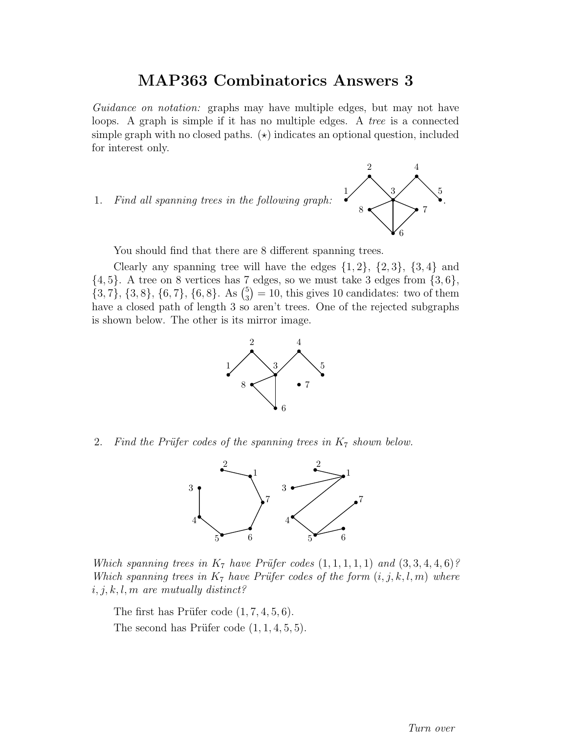# MAP363 Combinatorics Answers 3

*Guidance on notation:* graphs may have multiple edges, but may not have loops. A graph is simple if it has no multiple edges. A *tree* is a connected simple graph with no closed paths. ($\star$) indicates an optional question, included for interest only.

1. *Find all spanning trees in the following graph:*

You should find that there are 8 different spanning trees.

Clearly any spanning tree will have the edges $\{1,2\}$, $\{2,3\}$, $\{3,4\}$ and $\{4,5\}$. A tree on 8 vertices has 7 edges, so we must take 3 edges from $\{3,6\}$, $\{3,7\}$, $\{3,8\}$, $\{6,7\}$, $\{6,8\}$. As $\binom{5}{3} = 10$, this gives 10 candidates: two of them have a closed path of length 3 so aren't trees. One of the rejected subgraphs is shown below. The other is its mirror image.

2. *Find the Prüfer codes of the spanning trees in $K_7$ shown below.*

*Which spanning trees in $K_7$ have Prüfer codes $(1,1,1,1,1)$ and $(3,3,4,4,6)$? Which spanning trees in $K_7$ have Prüfer codes of the form $(i,j,k,l,m)$ where $i,j,k,l,m$ are mutually distinct?*

The first has Prüfer code $(1,7,4,5,6)$.

The second has Prüfer code $(1,1,4,5,5)$.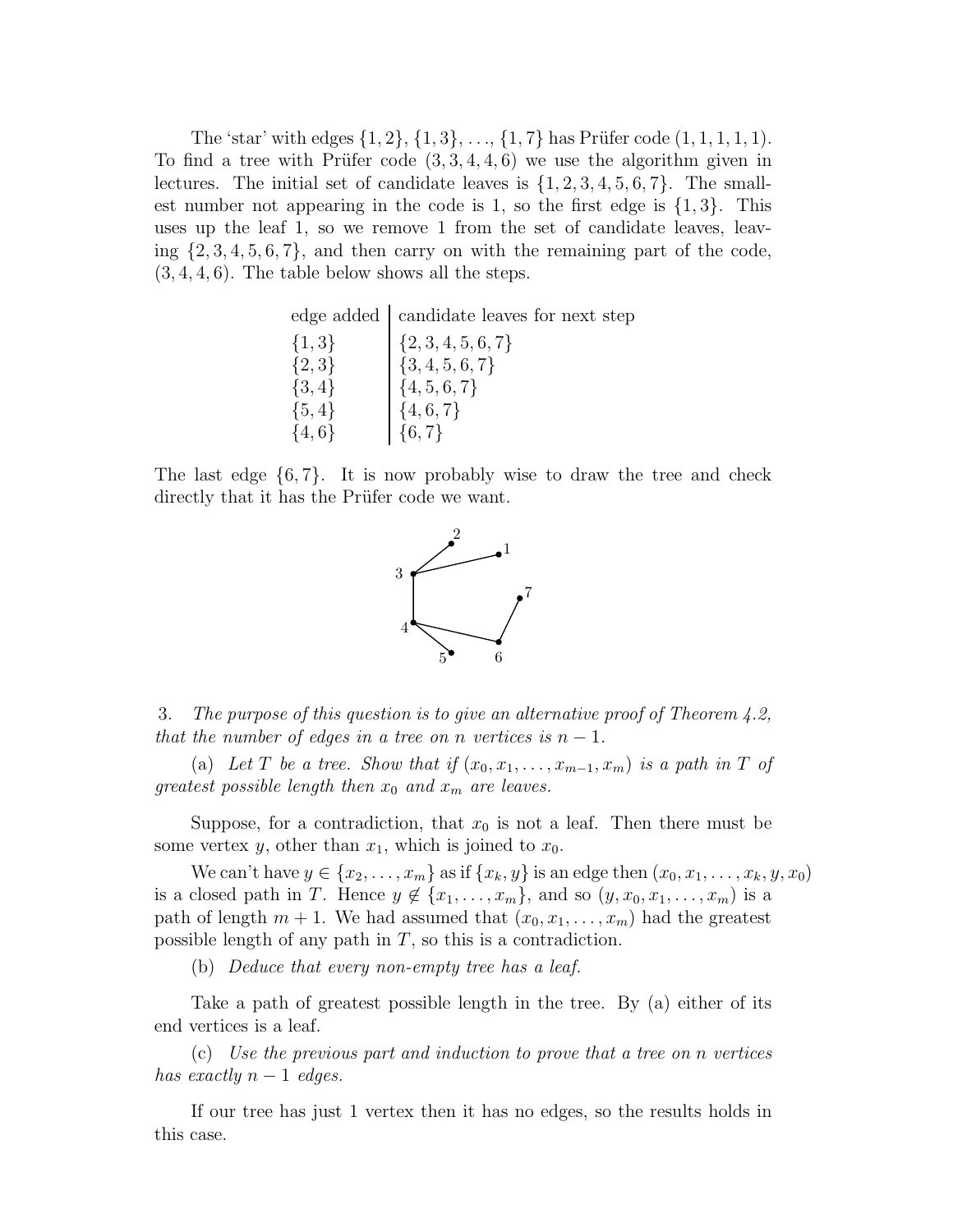The 'star' with edges $\{1,2\}$, $\{1,3\}$, ..., $\{1,7\}$ has Prüfer code $(1,1,1,1,1)$. To find a tree with Prüfer code $(3,3,4,4,6)$ we use the algorithm given in lectures. The initial set of candidate leaves is $\{1,2,3,4,5,6,7\}$. The smallest number not appearing in the code is 1, so the first edge is $\{1,3\}$. This uses up the leaf 1, so we remove 1 from the set of candidate leaves, leaving $\{2,3,4,5,6,7\}$, and then carry on with the remaining part of the code, $(3,4,4,6)$. The table below shows all the steps.

| edge added | candidate leaves for next step |
|---|---|
| $\{1,3\}$ | $\{2,3,4,5,6,7\}$ |
| $\{2,3\}$ | $\{3,4,5,6,7\}$ |
| $\{3,4\}$ | $\{4,5,6,7\}$ |
| $\{5,4\}$ | $\{4,6,7\}$ |
| $\{4,6\}$ | $\{6,7\}$ |

The last edge $\{6,7\}$. It is now probably wise to draw the tree and check directly that it has the Prüfer code we want.

3. *The purpose of this question is to give an alternative proof of Theorem 4.2, that the number of edges in a tree on $n$ vertices is $n-1$.*

(a) *Let $T$ be a tree. Show that if $(x_0, x_1, \ldots, x_{m-1}, x_m)$ is a path in $T$ of greatest possible length then $x_0$ and $x_m$ are leaves.*

Suppose, for a contradiction, that $x_0$ is not a leaf. Then there must be some vertex $y$, other than $x_1$, which is joined to $x_0$.

We can't have $y \in \{x_2, \ldots, x_m\}$ as if $\{x_k, y\}$ is an edge then $(x_0, x_1, \ldots, x_k, y, x_0)$ is a closed path in $T$. Hence $y \notin \{x_1, \ldots, x_m\}$, and so $(y, x_0, x_1, \ldots, x_m)$ is a path of length $m+1$. We had assumed that $(x_0, x_1, \ldots, x_m)$ had the greatest possible length of any path in $T$, so this is a contradiction.

(b) *Deduce that every non-empty tree has a leaf.*

Take a path of greatest possible length in the tree. By (a) either of its end vertices is a leaf.

(c) *Use the previous part and induction to prove that a tree on $n$ vertices has exactly $n-1$ edges.*

If our tree has just 1 vertex then it has no edges, so the results holds in this case.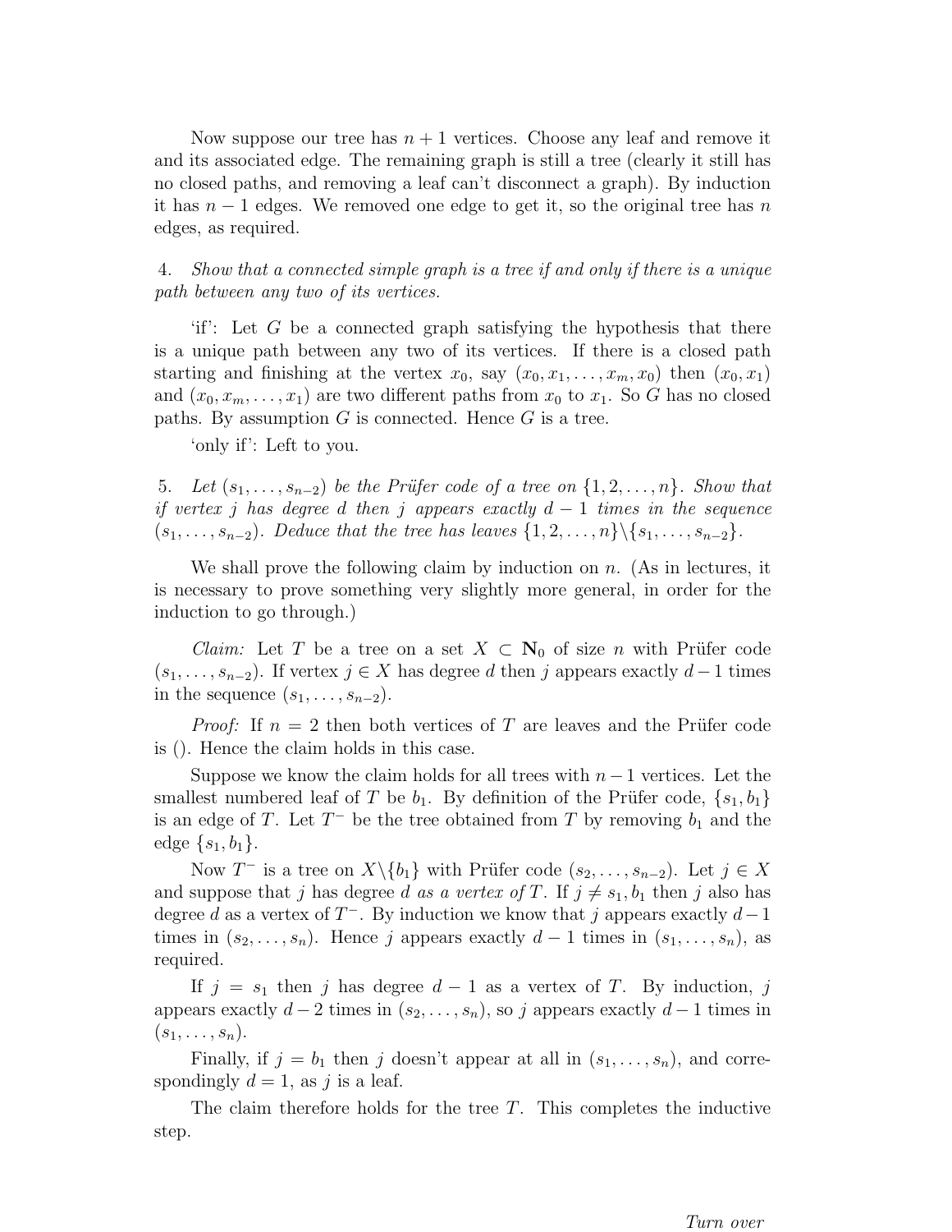Now suppose our tree has $n + 1$ vertices. Choose any leaf and remove it and its associated edge. The remaining graph is still a tree (clearly it still has no closed paths, and removing a leaf can't disconnect a graph). By induction it has $n - 1$ edges. We removed one edge to get it, so the original tree has $n$ edges, as required.

4. *Show that a connected simple graph is a tree if and only if there is a unique path between any two of its vertices.*

'if': Let $G$ be a connected graph satisfying the hypothesis that there is a unique path between any two of its vertices. If there is a closed path starting and finishing at the vertex $x_0$, say $(x_0, x_1, \ldots, x_m, x_0)$ then $(x_0, x_1)$ and $(x_0, x_m, \ldots, x_1)$ are two different paths from $x_0$ to $x_1$. So $G$ has no closed paths. By assumption $G$ is connected. Hence $G$ is a tree.

'only if': Left to you.

5. *Let $(s_1, \ldots, s_{n-2})$ be the Prüfer code of a tree on $\{1, 2, \ldots, n\}$. Show that if vertex $j$ has degree $d$ then $j$ appears exactly $d - 1$ times in the sequence $(s_1, \ldots, s_{n-2})$. Deduce that the tree has leaves $\{1, 2, \ldots, n\} \backslash \{s_1, \ldots, s_{n-2}\}$.*

We shall prove the following claim by induction on $n$. (As in lectures, it is necessary to prove something very slightly more general, in order for the induction to go through.)

*Claim:* Let $T$ be a tree on a set $X \subset \mathbf{N}_0$ of size $n$ with Prüfer code $(s_1, \ldots, s_{n-2})$. If vertex $j \in X$ has degree $d$ then $j$ appears exactly $d-1$ times in the sequence $(s_1, \ldots, s_{n-2})$.

*Proof:* If $n = 2$ then both vertices of $T$ are leaves and the Prüfer code is (). Hence the claim holds in this case.

Suppose we know the claim holds for all trees with $n-1$ vertices. Let the smallest numbered leaf of $T$ be $b_1$. By definition of the Prüfer code, $\{s_1, b_1\}$ is an edge of $T$. Let $T^-$ be the tree obtained from $T$ by removing $b_1$ and the edge $\{s_1, b_1\}$.

Now $T^-$ is a tree on $X \backslash \{b_1\}$ with Prüfer code $(s_2, \ldots, s_{n-2})$. Let $j \in X$ and suppose that $j$ has degree $d$ *as a vertex of* $T$. If $j \neq s_1, b_1$ then $j$ also has degree $d$ as a vertex of $T^-$. By induction we know that $j$ appears exactly $d-1$ times in $(s_2, \ldots, s_n)$. Hence $j$ appears exactly $d - 1$ times in $(s_1, \ldots, s_n)$, as required.

If $j = s_1$ then $j$ has degree $d - 1$ as a vertex of $T$. By induction, $j$ appears exactly $d-2$ times in $(s_2, \ldots, s_n)$, so $j$ appears exactly $d-1$ times in $(s_1, \ldots, s_n)$.

Finally, if $j = b_1$ then $j$ doesn't appear at all in $(s_1, \ldots, s_n)$, and correspondingly $d = 1$, as $j$ is a leaf.

The claim therefore holds for the tree $T$. This completes the inductive step.

*Turn over*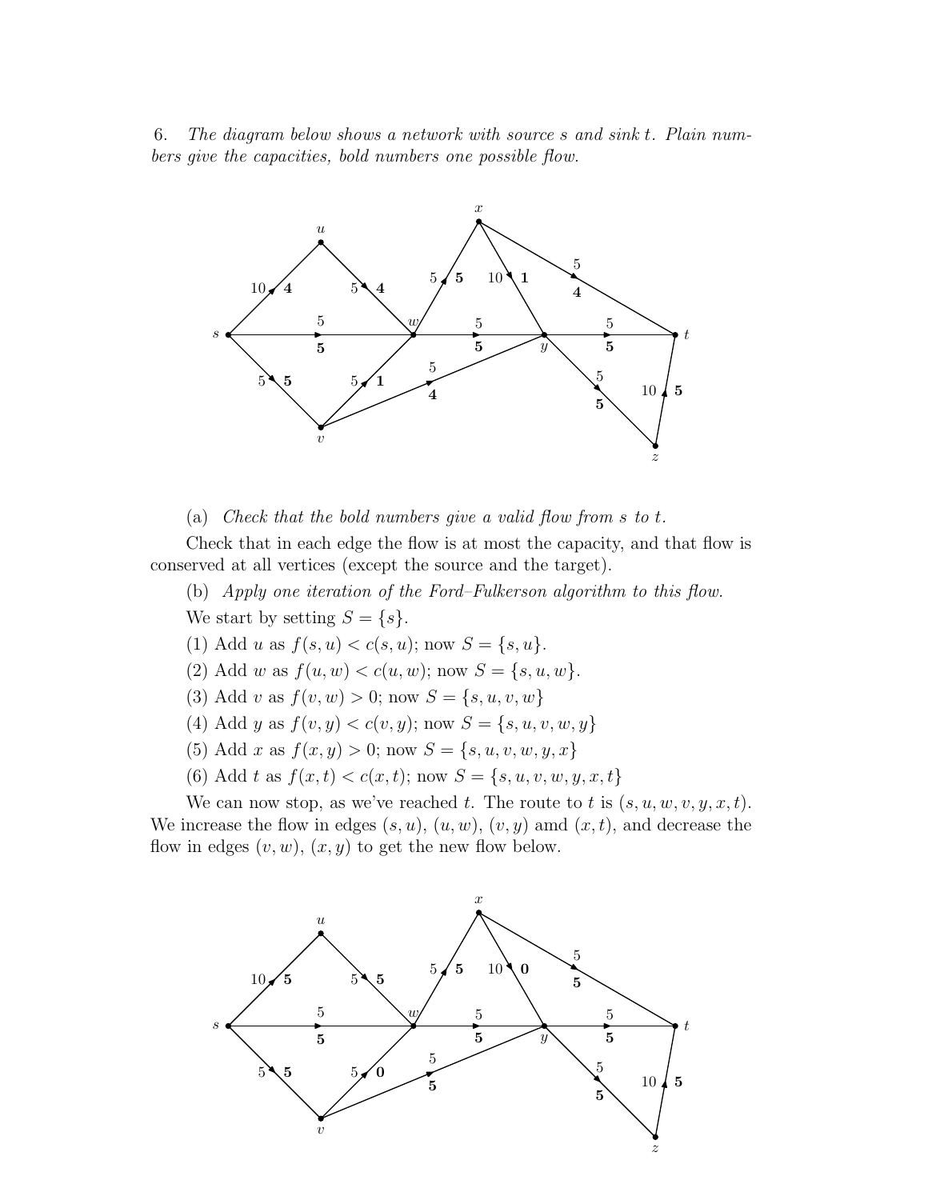6. *The diagram below shows a network with source $s$ and sink $t$. Plain numbers give the capacities, bold numbers one possible flow.*

(a) *Check that the bold numbers give a valid flow from $s$ to $t$.*

Check that in each edge the flow is at most the capacity, and that flow is conserved at all vertices (except the source and the target).

(b) *Apply one iteration of the Ford–Fulkerson algorithm to this flow.*

We start by setting $S = \{s\}$.

(1) Add $u$ as $f(s, u) < c(s, u)$; now $S = \{s, u\}$.

(2) Add $w$ as $f(u, w) < c(u, w)$; now $S = \{s, u, w\}$.

(3) Add $v$ as $f(v, w) > 0$; now $S = \{s, u, v, w\}$

(4) Add $y$ as $f(v, y) < c(v, y)$; now $S = \{s, u, v, w, y\}$

(5) Add $x$ as $f(x, y) > 0$; now $S = \{s, u, v, w, y, x\}$

(6) Add $t$ as $f(x, t) < c(x, t)$; now $S = \{s, u, v, w, y, x, t\}$

We can now stop, as we've reached $t$. The route to $t$ is $(s, u, w, v, y, x, t)$. We increase the flow in edges $(s, u)$, $(u, w)$, $(v, y)$ amd $(x, t)$, and decrease the flow in edges $(v, w)$, $(x, y)$ to get the new flow below.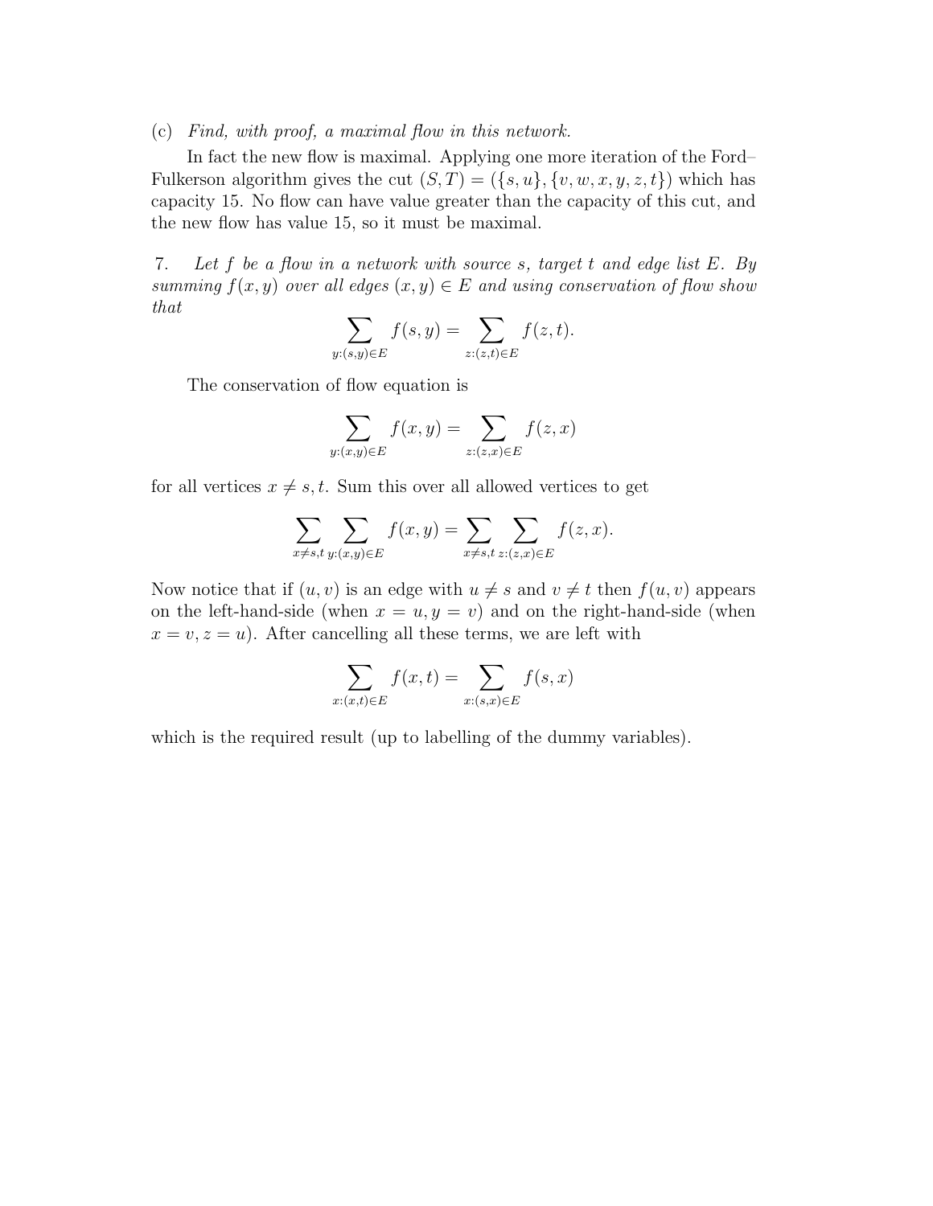(c) *Find, with proof, a maximal flow in this network.*

In fact the new flow is maximal. Applying one more iteration of the Ford–Fulkerson algorithm gives the cut $(S,T) = (\{s,u\},\{v,w,x,y,z,t\})$ which has capacity 15. No flow can have value greater than the capacity of this cut, and the new flow has value 15, so it must be maximal.

7. *Let $f$ be a flow in a network with source $s$, target $t$ and edge list $E$. By summing $f(x,y)$ over all edges $(x,y) \in E$ and using conservation of flow show that*

$$\sum_{y:(s,y)\in E} f(s,y) = \sum_{z:(z,t)\in E} f(z,t).$$

The conservation of flow equation is

$$\sum_{y:(x,y)\in E} f(x,y) = \sum_{z:(z,x)\in E} f(z,x)$$

for all vertices $x \neq s, t$. Sum this over all allowed vertices to get

$$\sum_{x\neq s,t} \sum_{y:(x,y)\in E} f(x,y) = \sum_{x\neq s,t} \sum_{z:(z,x)\in E} f(z,x).$$

Now notice that if $(u,v)$ is an edge with $u \neq s$ and $v \neq t$ then $f(u,v)$ appears on the left-hand-side (when $x = u, y = v$) and on the right-hand-side (when $x = v, z = u$). After cancelling all these terms, we are left with

$$\sum_{x:(x,t)\in E} f(x,t) = \sum_{x:(s,x)\in E} f(s,x)$$

which is the required result (up to labelling of the dummy variables).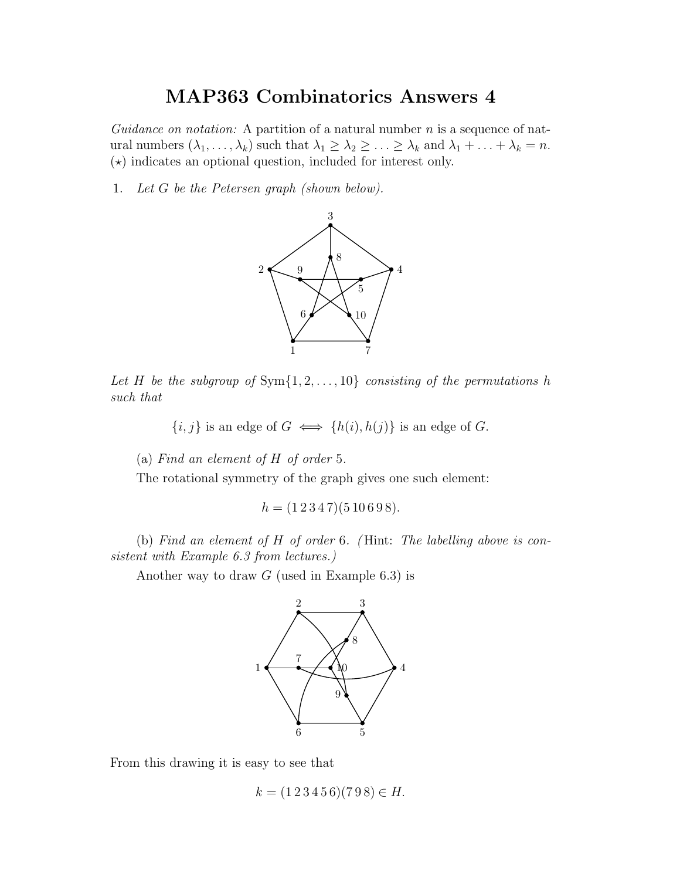# MAP363 Combinatorics Answers 4

*Guidance on notation:* A partition of a natural number $n$ is a sequence of natural numbers $(\lambda_1, \ldots, \lambda_k)$ such that $\lambda_1 \geq \lambda_2 \geq \ldots \geq \lambda_k$ and $\lambda_1 + \ldots + \lambda_k = n$. $(\star)$ indicates an optional question, included for interest only.

1. *Let $G$ be the Petersen graph (shown below).*

*Let $H$ be the subgroup of* $\mathrm{Sym}\{1, 2, \ldots, 10\}$ *consisting of the permutations $h$ such that*

$$\{i, j\} \text{ is an edge of } G \iff \{h(i), h(j)\} \text{ is an edge of } G.$$

(a) *Find an element of $H$ of order 5.*

The rotational symmetry of the graph gives one such element:

$$h = (1\,2\,3\,4\,7)(5\,10\,6\,9\,8).$$

(b) *Find an element of $H$ of order 6. (*Hint: *The labelling above is consistent with Example 6.3 from lectures.)*

Another way to draw $G$ (used in Example 6.3) is

From this drawing it is easy to see that

$$k = (1\,2\,3\,4\,5\,6)(7\,9\,8) \in H.$$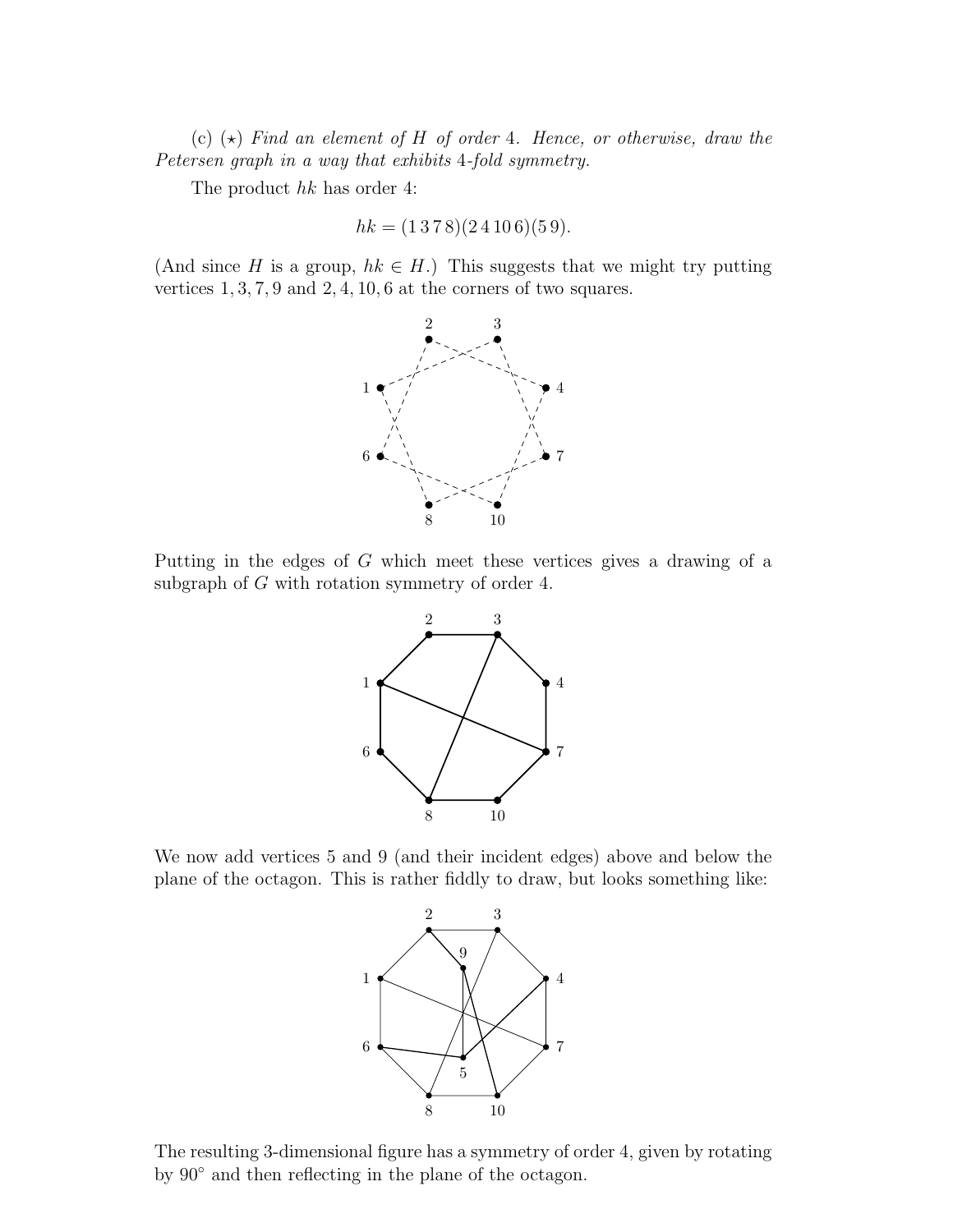(c) ($\star$) *Find an element of $H$ of order 4. Hence, or otherwise, draw the Petersen graph in a way that exhibits 4-fold symmetry.*

The product $hk$ has order 4:

$$hk = (1\,3\,7\,8)(2\,4\,10\,6)(5\,9).$$

(And since $H$ is a group, $hk \in H$.) This suggests that we might try putting vertices $1, 3, 7, 9$ and $2, 4, 10, 6$ at the corners of two squares.

Putting in the edges of $G$ which meet these vertices gives a drawing of a subgraph of $G$ with rotation symmetry of order 4.

We now add vertices 5 and 9 (and their incident edges) above and below the plane of the octagon. This is rather fiddly to draw, but looks something like:

The resulting 3-dimensional figure has a symmetry of order 4, given by rotating by $90^\circ$ and then reflecting in the plane of the octagon.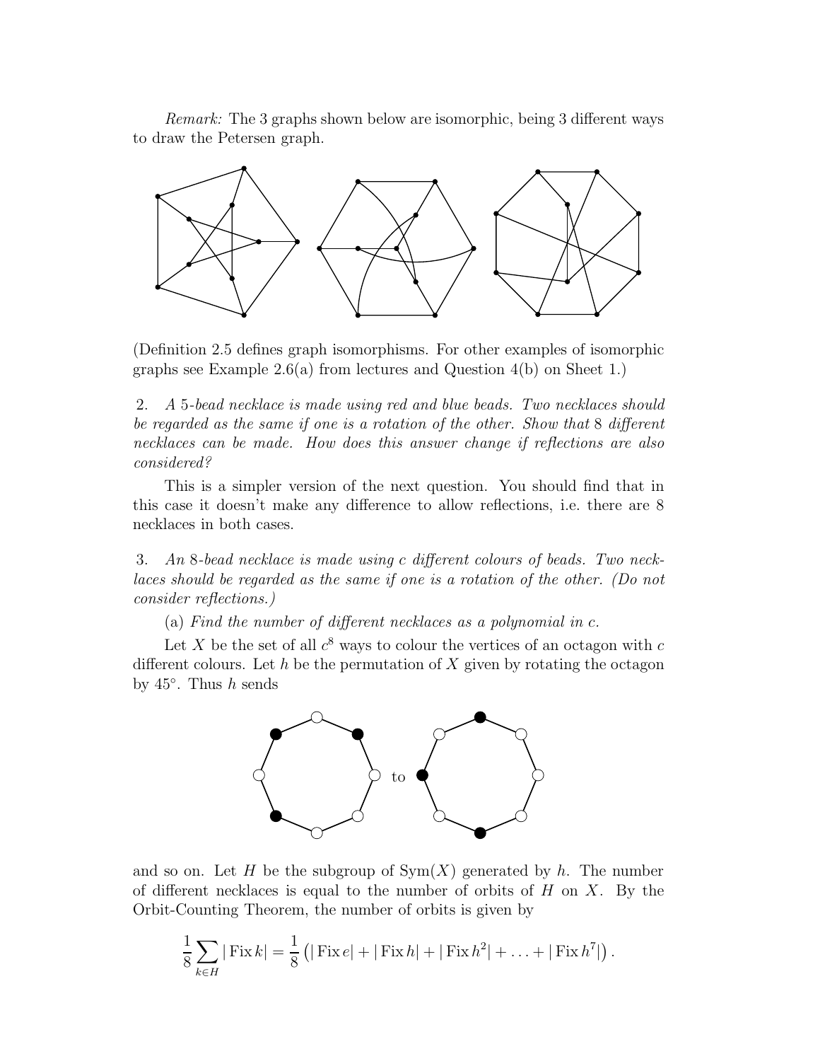*Remark:* The 3 graphs shown below are isomorphic, being 3 different ways to draw the Petersen graph.

(Definition 2.5 defines graph isomorphisms. For other examples of isomorphic graphs see Example 2.6(a) from lectures and Question 4(b) on Sheet 1.)

2. *A 5-bead necklace is made using red and blue beads. Two necklaces should be regarded as the same if one is a rotation of the other. Show that 8 different necklaces can be made. How does this answer change if reflections are also considered?*

This is a simpler version of the next question. You should find that in this case it doesn't make any difference to allow reflections, i.e. there are 8 necklaces in both cases.

3. *An 8-bead necklace is made using $c$ different colours of beads. Two necklaces should be regarded as the same if one is a rotation of the other. (Do not consider reflections.)*

(a) *Find the number of different necklaces as a polynomial in $c$.*

Let $X$ be the set of all $c^8$ ways to colour the vertices of an octagon with $c$ different colours. Let $h$ be the permutation of $X$ given by rotating the octagon by $45^\circ$. Thus $h$ sends

to

and so on. Let $H$ be the subgroup of $\mathrm{Sym}(X)$ generated by $h$. The number of different necklaces is equal to the number of orbits of $H$ on $X$. By the Orbit-Counting Theorem, the number of orbits is given by

$$\frac{1}{8}\sum_{k \in H} |\operatorname{Fix} k| = \frac{1}{8}\left(|\operatorname{Fix} e| + |\operatorname{Fix} h| + |\operatorname{Fix} h^2| + \ldots + |\operatorname{Fix} h^7|\right).$$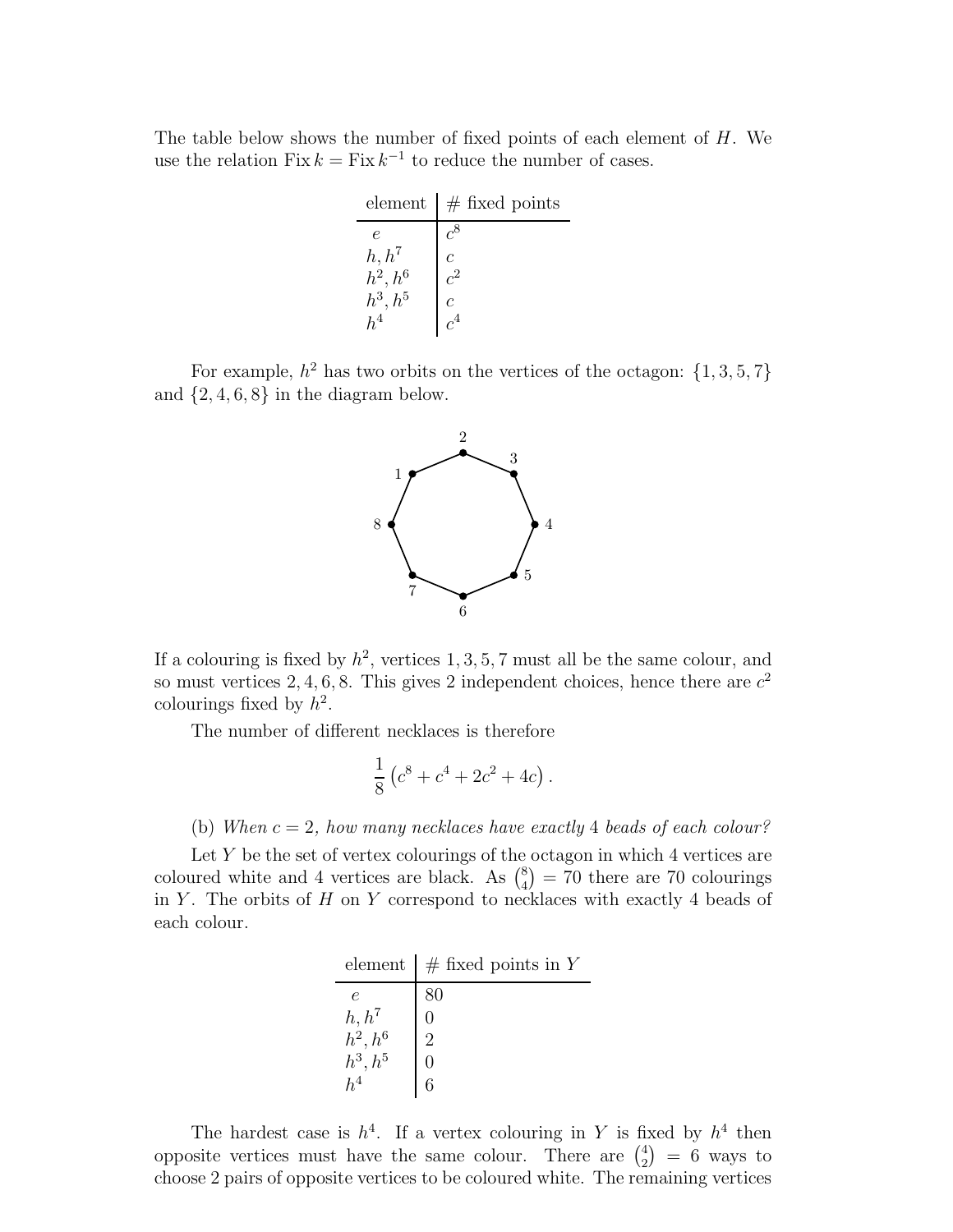The table below shows the number of fixed points of each element of $H$. We use the relation $\operatorname{Fix} k = \operatorname{Fix} k^{-1}$ to reduce the number of cases.

| element | # fixed points |
|---|---|
| $e$ | $c^8$ |
| $h, h^7$ | $c$ |
| $h^2, h^6$ | $c^2$ |
| $h^3, h^5$ | $c$ |
| $h^4$ | $c^4$ |

For example, $h^2$ has two orbits on the vertices of the octagon: $\{1, 3, 5, 7\}$ and $\{2, 4, 6, 8\}$ in the diagram below.

If a colouring is fixed by $h^2$, vertices $1, 3, 5, 7$ must all be the same colour, and so must vertices $2, 4, 6, 8$. This gives 2 independent choices, hence there are $c^2$ colourings fixed by $h^2$.

The number of different necklaces is therefore

$$\frac{1}{8}\left(c^8 + c^4 + 2c^2 + 4c\right).$$

(b) *When $c = 2$, how many necklaces have exactly 4 beads of each colour?*

Let $Y$ be the set of vertex colourings of the octagon in which 4 vertices are coloured white and 4 vertices are black. As $\binom{8}{4} = 70$ there are 70 colourings in $Y$. The orbits of $H$ on $Y$ correspond to necklaces with exactly 4 beads of each colour.

| element | # fixed points in $Y$ |
|---|---|
| $e$ | 80 |
| $h, h^7$ | 0 |
| $h^2, h^6$ | 2 |
| $h^3, h^5$ | 0 |
| $h^4$ | 6 |

The hardest case is $h^4$. If a vertex colouring in $Y$ is fixed by $h^4$ then opposite vertices must have the same colour. There are $\binom{4}{2} = 6$ ways to choose 2 pairs of opposite vertices to be coloured white. The remaining vertices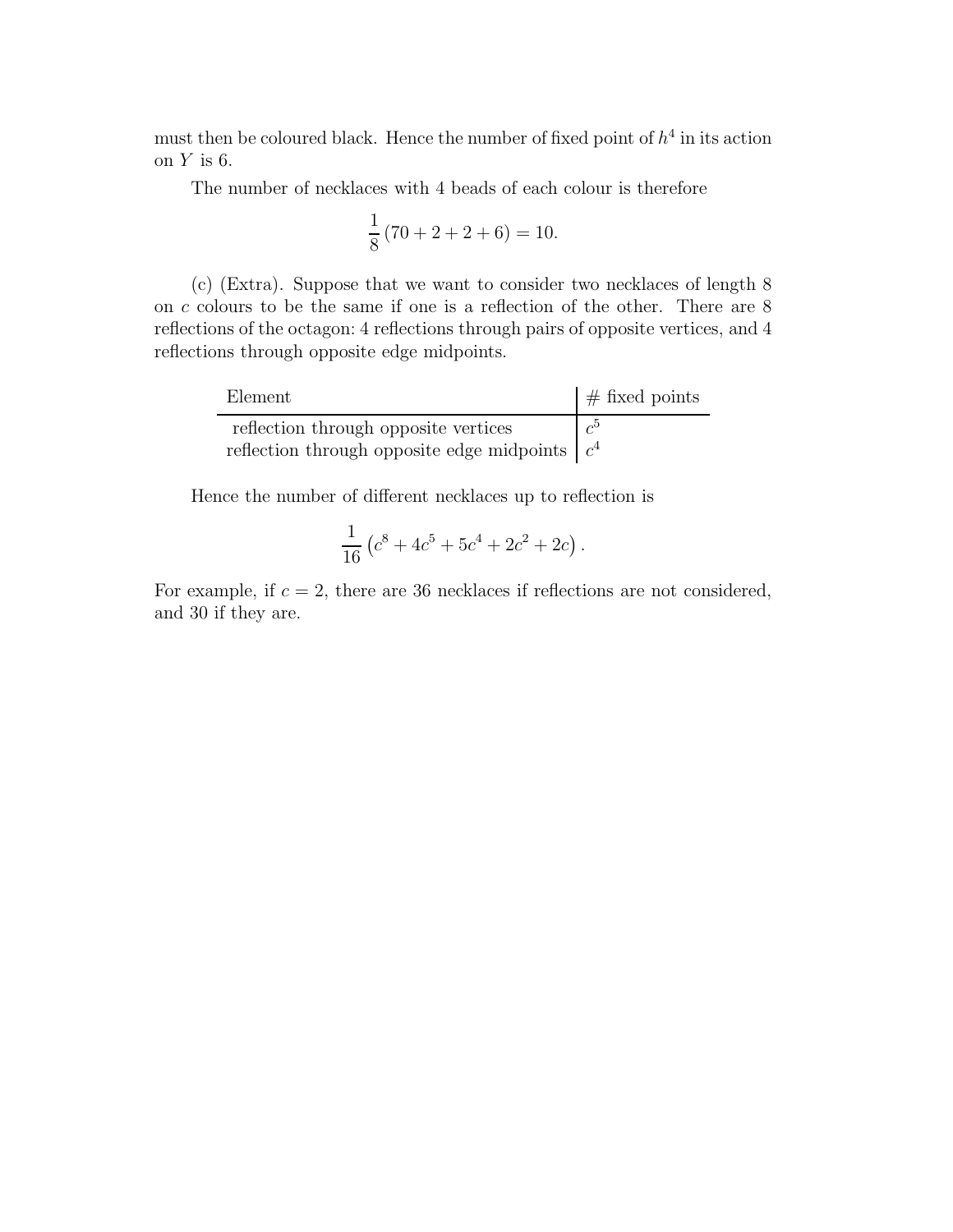must then be coloured black. Hence the number of fixed point of $h^4$ in its action on $Y$ is 6.

The number of necklaces with 4 beads of each colour is therefore

$$\frac{1}{8}(70 + 2 + 2 + 6) = 10.$$

(c) (Extra). Suppose that we want to consider two necklaces of length 8 on $c$ colours to be the same if one is a reflection of the other. There are 8 reflections of the octagon: 4 reflections through pairs of opposite vertices, and 4 reflections through opposite edge midpoints.

| Element | # fixed points |
|---|---|
| reflection through opposite vertices | $c^5$ |
| reflection through opposite edge midpoints | $c^4$ |

Hence the number of different necklaces up to reflection is

$$\frac{1}{16}\left(c^8 + 4c^5 + 5c^4 + 2c^2 + 2c\right).$$

For example, if $c = 2$, there are 36 necklaces if reflections are not considered, and 30 if they are.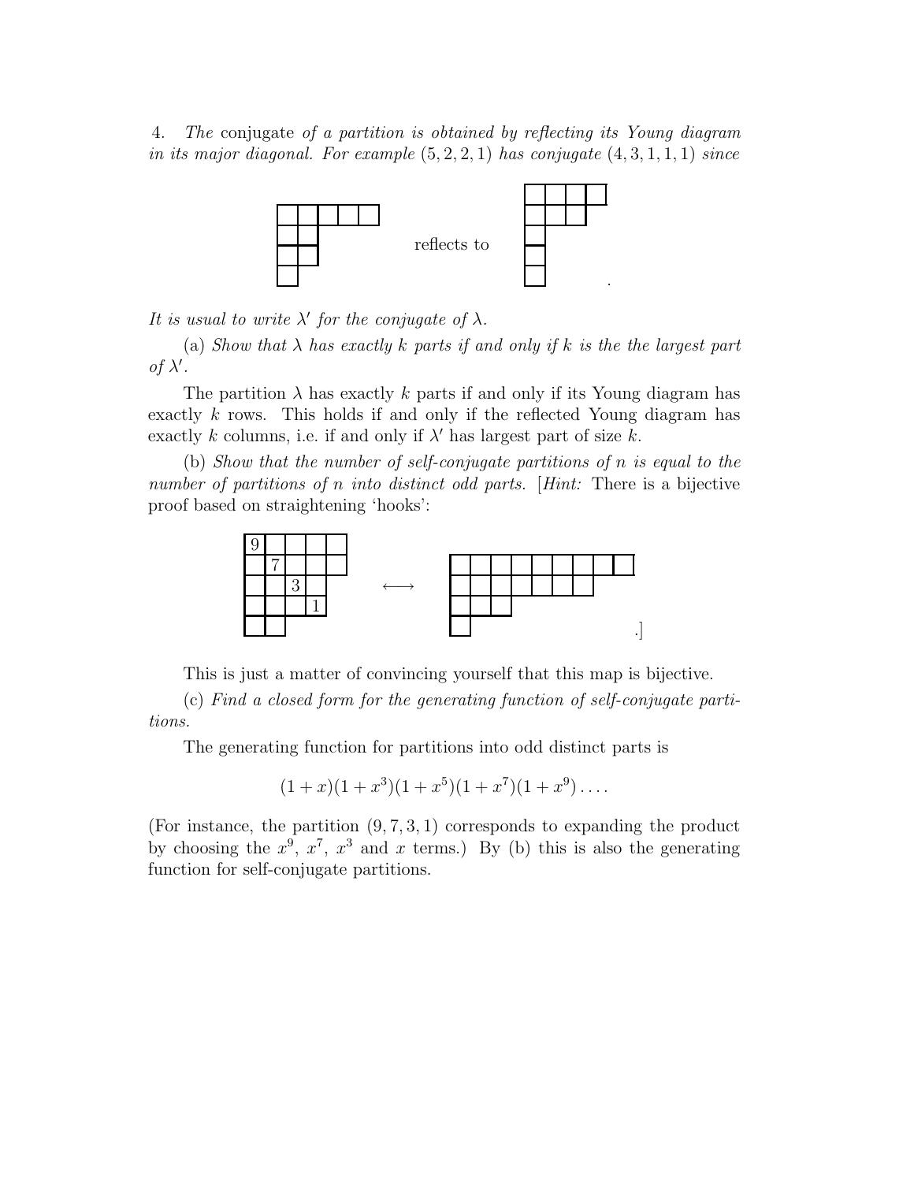4. *The* conjugate *of a partition is obtained by reflecting its Young diagram in its major diagonal. For example* $(5, 2, 2, 1)$ *has conjugate* $(4, 3, 1, 1, 1)$ *since*

reflects to

.

*It is usual to write* $\lambda'$ *for the conjugate of* $\lambda$.

(a) *Show that* $\lambda$ *has exactly* $k$ *parts if and only if* $k$ *is the the largest part of* $\lambda'$.

The partition $\lambda$ has exactly $k$ parts if and only if its Young diagram has exactly $k$ rows. This holds if and only if the reflected Young diagram has exactly $k$ columns, i.e. if and only if $\lambda'$ has largest part of size $k$.

(b) *Show that the number of self-conjugate partitions of* $n$ *is equal to the number of partitions of* $n$ *into distinct odd parts.* [*Hint:* There is a bijective proof based on straightening 'hooks':

9
7
3
1

$\longleftrightarrow$

.]

This is just a matter of convincing yourself that this map is bijective.

(c) *Find a closed form for the generating function of self-conjugate partitions.*

The generating function for partitions into odd distinct parts is

$$(1 + x)(1 + x^3)(1 + x^5)(1 + x^7)(1 + x^9) \ldots.$$

(For instance, the partition $(9, 7, 3, 1)$ corresponds to expanding the product by choosing the $x^9$, $x^7$, $x^3$ and $x$ terms.) By (b) this is also the generating function for self-conjugate partitions.